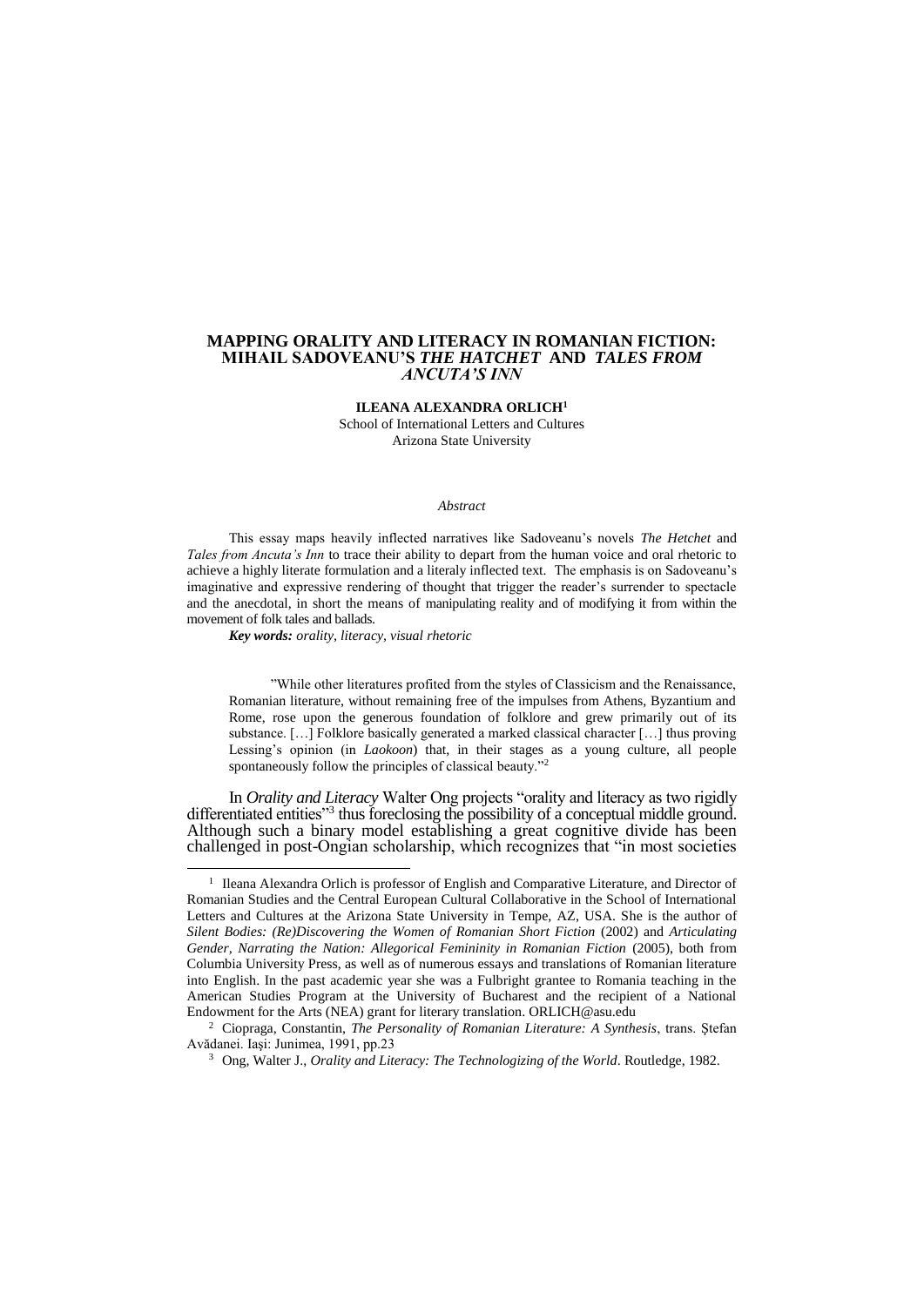# MAPPING ORALITY AND LITERACY IN ROMANIAN FICTION: MIHAIL SADOVEANU'S *THE HATCHET* AND *TALES FROM ANCUTA'S INN*

**ILEANA ALEXANDRA ORLICH**[1]

School of International Letters and Cultures
Arizona State University

*Abstract*

This essay maps heavily inflected narratives like Sadoveanu's novels *The Hetchet* and *Tales from Ancuta's Inn* to trace their ability to depart from the human voice and oral rhetoric to achieve a highly literate formulation and a literaly inflected text. The emphasis is on Sadoveanu's imaginative and expressive rendering of thought that trigger the reader's surrender to spectacle and the anecdotal, in short the means of manipulating reality and of modifying it from within the movement of folk tales and ballads.

***Key words:*** *orality, literacy, visual rhetoric*

> "While other literatures profited from the styles of Classicism and the Renaissance, Romanian literature, without remaining free of the impulses from Athens, Byzantium and Rome, rose upon the generous foundation of folklore and grew primarily out of its substance. […] Folklore basically generated a marked classical character […] thus proving Lessing's opinion (in *Laokoon*) that, in their stages as a young culture, all people spontaneously follow the principles of classical beauty."[2]

In *Orality and Literacy* Walter Ong projects "orality and literacy as two rigidly differentiated entities"[3] thus foreclosing the possibility of a conceptual middle ground. Although such a binary model establishing a great cognitive divide has been challenged in post-Ongian scholarship, which recognizes that "in most societies

---

[1] Ileana Alexandra Orlich is professor of English and Comparative Literature, and Director of Romanian Studies and the Central European Cultural Collaborative in the School of International Letters and Cultures at the Arizona State University in Tempe, AZ, USA. She is the author of *Silent Bodies: (Re)Discovering the Women of Romanian Short Fiction* (2002) and *Articulating Gender, Narrating the Nation: Allegorical Femininity in Romanian Fiction* (2005), both from Columbia University Press, as well as of numerous essays and translations of Romanian literature into English. In the past academic year she was a Fulbright grantee to Romania teaching in the American Studies Program at the University of Bucharest and the recipient of a National Endowment for the Arts (NEA) grant for literary translation. ORLICH@asu.edu

[2] Ciopraga, Constantin, *The Personality of Romanian Literature: A Synthesis*, trans. Ştefan Avădanei. Iaşi: Junimea, 1991, pp.23

[3] Ong, Walter J., *Orality and Literacy: The Technologizing of the World*. Routledge, 1982.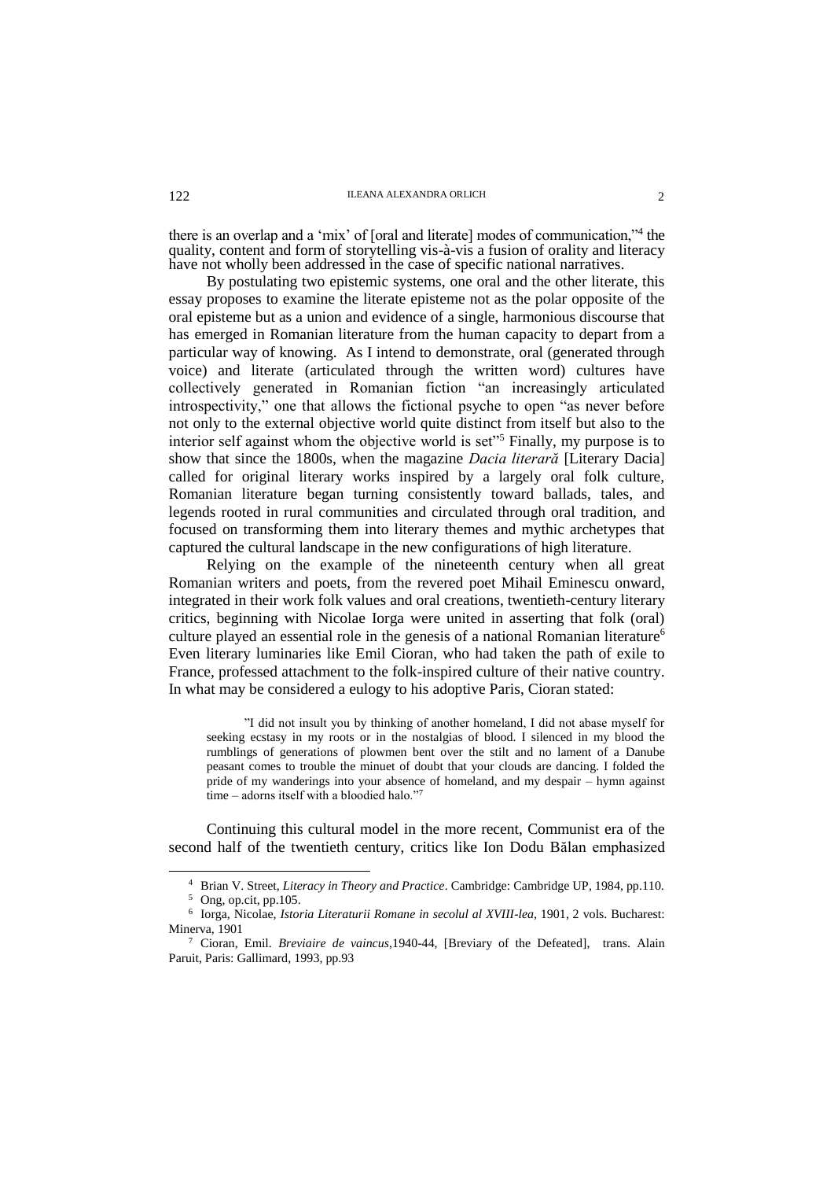there is an overlap and a 'mix' of [oral and literate] modes of communication,"[4] the quality, content and form of storytelling vis-à-vis a fusion of orality and literacy have not wholly been addressed in the case of specific national narratives.

By postulating two epistemic systems, one oral and the other literate, this essay proposes to examine the literate episteme not as the polar opposite of the oral episteme but as a union and evidence of a single, harmonious discourse that has emerged in Romanian literature from the human capacity to depart from a particular way of knowing. As I intend to demonstrate, oral (generated through voice) and literate (articulated through the written word) cultures have collectively generated in Romanian fiction "an increasingly articulated introspectivity," one that allows the fictional psyche to open "as never before not only to the external objective world quite distinct from itself but also to the interior self against whom the objective world is set"[5] Finally, my purpose is to show that since the 1800s, when the magazine *Dacia literară* [Literary Dacia] called for original literary works inspired by a largely oral folk culture, Romanian literature began turning consistently toward ballads, tales, and legends rooted in rural communities and circulated through oral tradition, and focused on transforming them into literary themes and mythic archetypes that captured the cultural landscape in the new configurations of high literature.

Relying on the example of the nineteenth century when all great Romanian writers and poets, from the revered poet Mihail Eminescu onward, integrated in their work folk values and oral creations, twentieth-century literary critics, beginning with Nicolae Iorga were united in asserting that folk (oral) culture played an essential role in the genesis of a national Romanian literature[6] Even literary luminaries like Emil Cioran, who had taken the path of exile to France, professed attachment to the folk-inspired culture of their native country. In what may be considered a eulogy to his adoptive Paris, Cioran stated:

> "I did not insult you by thinking of another homeland, I did not abase myself for seeking ecstasy in my roots or in the nostalgias of blood. I silenced in my blood the rumblings of generations of plowmen bent over the stilt and no lament of a Danube peasant comes to trouble the minuet of doubt that your clouds are dancing. I folded the pride of my wanderings into your absence of homeland, and my despair – hymn against time – adorns itself with a bloodied halo."[7]

Continuing this cultural model in the more recent, Communist era of the second half of the twentieth century, critics like Ion Dodu Bălan emphasized

---

[4] Brian V. Street, *Literacy in Theory and Practice*. Cambridge: Cambridge UP, 1984, pp.110.

[5] Ong, op.cit, pp.105.

[6] Iorga, Nicolae, *Istoria Literaturii Romane in secolul al XVIII-lea*, 1901, 2 vols. Bucharest: Minerva, 1901

[7] Cioran, Emil. *Breviaire de vaincus*,1940-44, [Breviary of the Defeated], trans. Alain Paruit, Paris: Gallimard, 1993, pp.93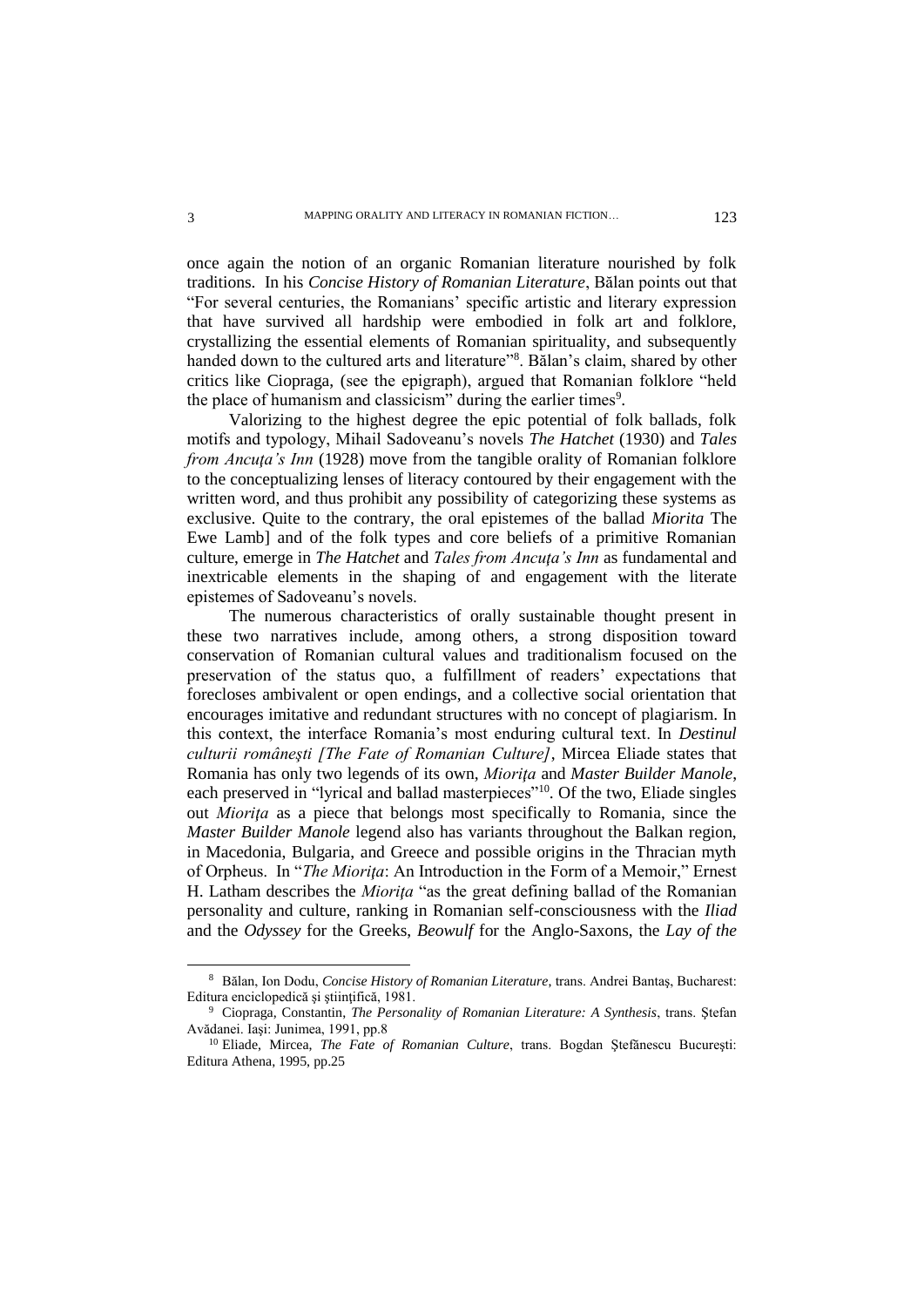once again the notion of an organic Romanian literature nourished by folk traditions. In his *Concise History of Romanian Literature*, Bălan points out that "For several centuries, the Romanians' specific artistic and literary expression that have survived all hardship were embodied in folk art and folklore, crystallizing the essential elements of Romanian spirituality, and subsequently handed down to the cultured arts and literature"[8]. Bălan's claim, shared by other critics like Ciopraga, (see the epigraph), argued that Romanian folklore "held the place of humanism and classicism" during the earlier times[9].

Valorizing to the highest degree the epic potential of folk ballads, folk motifs and typology, Mihail Sadoveanu's novels *The Hatchet* (1930) and *Tales from Ancuța's Inn* (1928) move from the tangible orality of Romanian folklore to the conceptualizing lenses of literacy contoured by their engagement with the written word, and thus prohibit any possibility of categorizing these systems as exclusive. Quite to the contrary, the oral epistemes of the ballad *Miorita* The Ewe Lamb] and of the folk types and core beliefs of a primitive Romanian culture, emerge in *The Hatchet* and *Tales from Ancuța's Inn* as fundamental and inextricable elements in the shaping of and engagement with the literate epistemes of Sadoveanu's novels.

The numerous characteristics of orally sustainable thought present in these two narratives include, among others, a strong disposition toward conservation of Romanian cultural values and traditionalism focused on the preservation of the status quo, a fulfillment of readers' expectations that forecloses ambivalent or open endings, and a collective social orientation that encourages imitative and redundant structures with no concept of plagiarism. In this context, the interface Romania's most enduring cultural text. In *Destinul culturii românești [The Fate of Romanian Culture]*, Mircea Eliade states that Romania has only two legends of its own, *Miorița* and *Master Builder Manole*, each preserved in "lyrical and ballad masterpieces"[10]. Of the two, Eliade singles out *Miorița* as a piece that belongs most specifically to Romania, since the *Master Builder Manole* legend also has variants throughout the Balkan region, in Macedonia, Bulgaria, and Greece and possible origins in the Thracian myth of Orpheus. In "*The Miorița*: An Introduction in the Form of a Memoir," Ernest H. Latham describes the *Miorița* "as the great defining ballad of the Romanian personality and culture, ranking in Romanian self-consciousness with the *Iliad* and the *Odyssey* for the Greeks, *Beowulf* for the Anglo-Saxons, the *Lay of the*

---

[8] Bălan, Ion Dodu, *Concise History of Romanian Literature*, trans. Andrei Bantaș, Bucharest: Editura enciclopedică și științifică, 1981.

[9] Ciopraga, Constantin, *The Personality of Romanian Literature: A Synthesis*, trans. Ștefan Avădanei. Iași: Junimea, 1991, pp.8

[10] Eliade, Mircea, *The Fate of Romanian Culture*, trans. Bogdan Ștefănescu București: Editura Athena, 1995, pp.25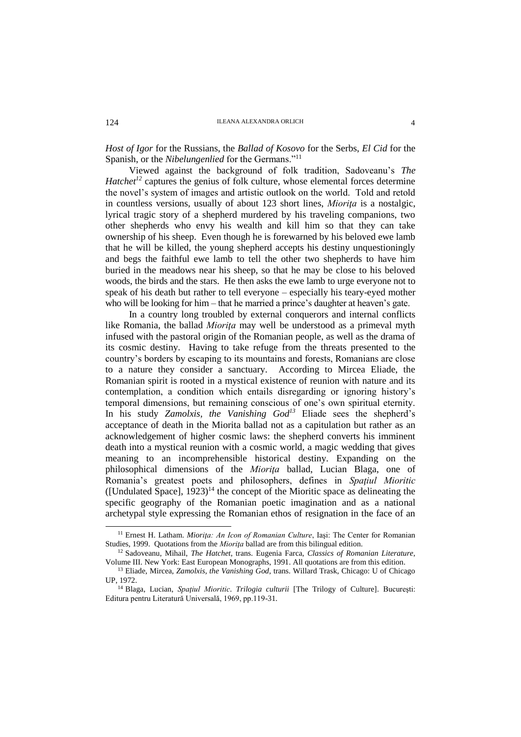*Host of Igor* for the Russians, the *Ballad of Kosovo* for the Serbs, *El Cid* for the Spanish, or the *Nibelungenlied* for the Germans."[11]

Viewed against the background of folk tradition, Sadoveanu's *The Hatchet*[12] captures the genius of folk culture, whose elemental forces determine the novel's system of images and artistic outlook on the world. Told and retold in countless versions, usually of about 123 short lines, *Mioriţa* is a nostalgic, lyrical tragic story of a shepherd murdered by his traveling companions, two other shepherds who envy his wealth and kill him so that they can take ownership of his sheep. Even though he is forewarned by his beloved ewe lamb that he will be killed, the young shepherd accepts his destiny unquestioningly and begs the faithful ewe lamb to tell the other two shepherds to have him buried in the meadows near his sheep, so that he may be close to his beloved woods, the birds and the stars. He then asks the ewe lamb to urge everyone not to speak of his death but rather to tell everyone – especially his teary-eyed mother who will be looking for him – that he married a prince's daughter at heaven's gate.

In a country long troubled by external conquerors and internal conflicts like Romania, the ballad *Mioriţa* may well be understood as a primeval myth infused with the pastoral origin of the Romanian people, as well as the drama of its cosmic destiny. Having to take refuge from the threats presented to the country's borders by escaping to its mountains and forests, Romanians are close to a nature they consider a sanctuary. According to Mircea Eliade, the Romanian spirit is rooted in a mystical existence of reunion with nature and its contemplation, a condition which entails disregarding or ignoring history's temporal dimensions, but remaining conscious of one's own spiritual eternity. In his study *Zamolxis, the Vanishing God*[13] Eliade sees the shepherd's acceptance of death in the Miorita ballad not as a capitulation but rather as an acknowledgement of higher cosmic laws: the shepherd converts his imminent death into a mystical reunion with a cosmic world, a magic wedding that gives meaning to an incomprehensible historical destiny. Expanding on the philosophical dimensions of the *Mioriţa* ballad, Lucian Blaga, one of Romania's greatest poets and philosophers, defines in *Spaţiul Mioritic* ([Undulated Space], 1923)[14] the concept of the Mioritic space as delineating the specific geography of the Romanian poetic imagination and as a national archetypal style expressing the Romanian ethos of resignation in the face of an

---

[11] Ernest H. Latham. *Mioriţa: An Icon of Romanian Culture*, Iaşi: The Center for Romanian Studies, 1999. Quotations from the *Mioriţa* ballad are from this bilingual edition.

[12] Sadoveanu, Mihail, *The Hatchet*, trans. Eugenia Farca, *Classics of Romanian Literature*, Volume III. New York: East European Monographs, 1991. All quotations are from this edition.

[13] Eliade, Mircea, *Zamolxis, the Vanishing God*, trans. Willard Trask, Chicago: U of Chicago UP, 1972.

[14] Blaga, Lucian, *Spaţiul Mioritic*. *Trilogia culturii* [The Trilogy of Culture]. Bucureşti: Editura pentru Literatură Universală, 1969, pp.119-31.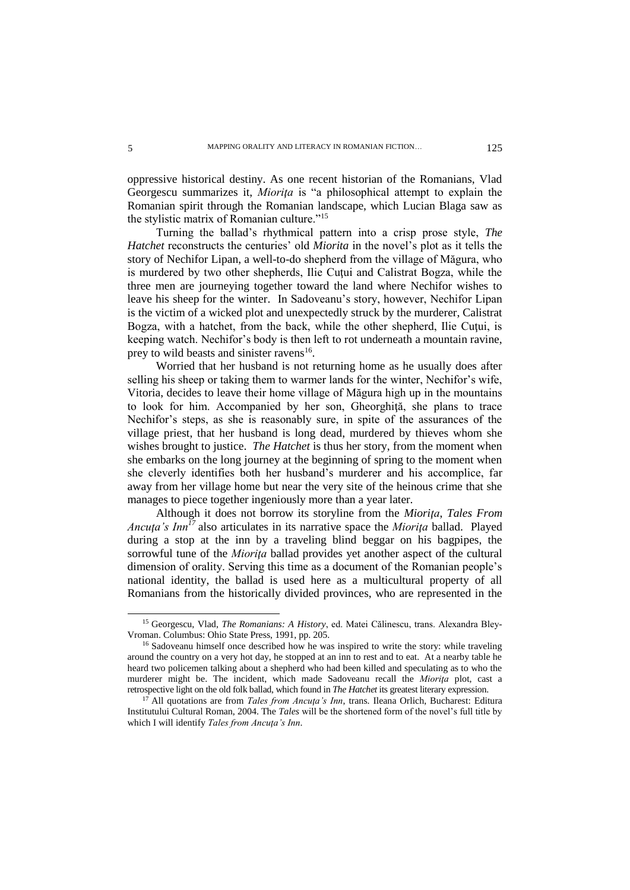oppressive historical destiny. As one recent historian of the Romanians, Vlad Georgescu summarizes it, *Mioriţa* is "a philosophical attempt to explain the Romanian spirit through the Romanian landscape, which Lucian Blaga saw as the stylistic matrix of Romanian culture."[15]

Turning the ballad's rhythmical pattern into a crisp prose style, *The Hatchet* reconstructs the centuries' old *Miorita* in the novel's plot as it tells the story of Nechifor Lipan, a well-to-do shepherd from the village of Măgura, who is murdered by two other shepherds, Ilie Cuţui and Calistrat Bogza, while the three men are journeying together toward the land where Nechifor wishes to leave his sheep for the winter. In Sadoveanu's story, however, Nechifor Lipan is the victim of a wicked plot and unexpectedly struck by the murderer, Calistrat Bogza, with a hatchet, from the back, while the other shepherd, Ilie Cuţui, is keeping watch. Nechifor's body is then left to rot underneath a mountain ravine, prey to wild beasts and sinister ravens[16].

Worried that her husband is not returning home as he usually does after selling his sheep or taking them to warmer lands for the winter, Nechifor's wife, Vitoria, decides to leave their home village of Măgura high up in the mountains to look for him. Accompanied by her son, Gheorghiţă, she plans to trace Nechifor's steps, as she is reasonably sure, in spite of the assurances of the village priest, that her husband is long dead, murdered by thieves whom she wishes brought to justice. *The Hatchet* is thus her story, from the moment when she embarks on the long journey at the beginning of spring to the moment when she cleverly identifies both her husband's murderer and his accomplice, far away from her village home but near the very site of the heinous crime that she manages to piece together ingeniously more than a year later.

Although it does not borrow its storyline from the *Mioriţa*, *Tales From Ancuţa's Inn*[17] also articulates in its narrative space the *Mioriţa* ballad. Played during a stop at the inn by a traveling blind beggar on his bagpipes, the sorrowful tune of the *Mioriţa* ballad provides yet another aspect of the cultural dimension of orality. Serving this time as a document of the Romanian people's national identity, the ballad is used here as a multicultural property of all Romanians from the historically divided provinces, who are represented in the

---

[15] Georgescu, Vlad, *The Romanians: A History*, ed. Matei Călinescu, trans. Alexandra Bley-Vroman. Columbus: Ohio State Press, 1991, pp. 205.

[16] Sadoveanu himself once described how he was inspired to write the story: while traveling around the country on a very hot day, he stopped at an inn to rest and to eat. At a nearby table he heard two policemen talking about a shepherd who had been killed and speculating as to who the murderer might be. The incident, which made Sadoveanu recall the *Mioriţa* plot, cast a retrospective light on the old folk ballad, which found in *The Hatchet* its greatest literary expression.

[17] All quotations are from *Tales from Ancuţa's Inn*, trans. Ileana Orlich, Bucharest: Editura Institutului Cultural Roman, 2004. The *Tales* will be the shortened form of the novel's full title by which I will identify *Tales from Ancuţa's Inn*.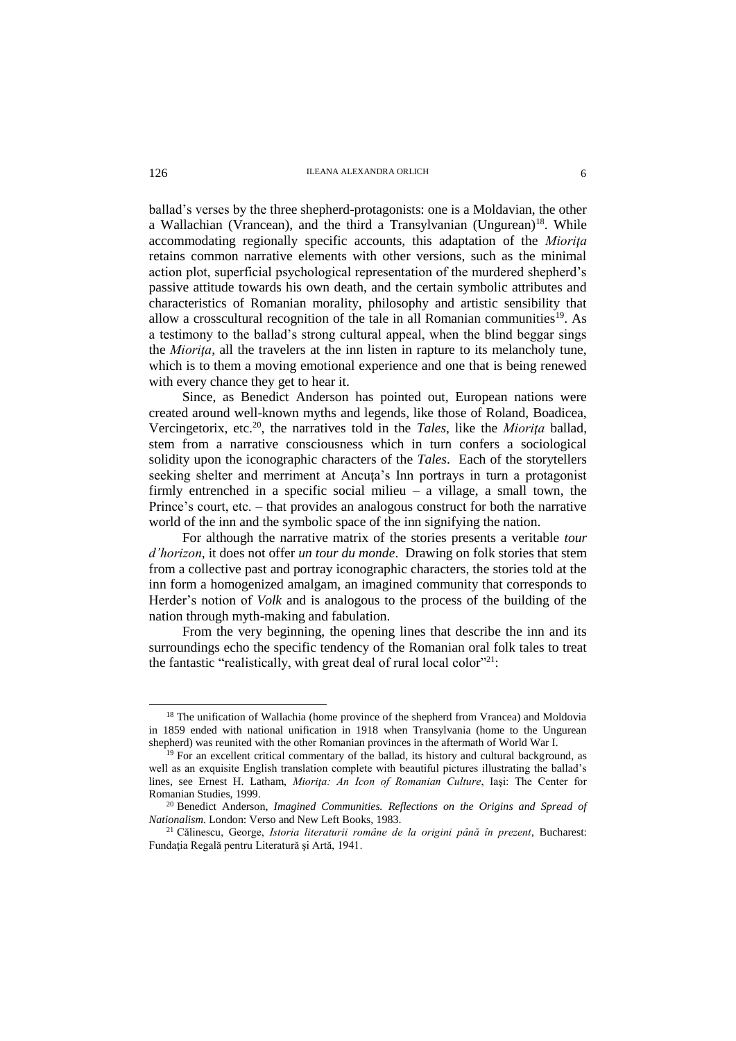ballad's verses by the three shepherd-protagonists: one is a Moldavian, the other a Wallachian (Vrancean), and the third a Transylvanian (Ungurean)[18]. While accommodating regionally specific accounts, this adaptation of the *Mioriţa* retains common narrative elements with other versions, such as the minimal action plot, superficial psychological representation of the murdered shepherd's passive attitude towards his own death, and the certain symbolic attributes and characteristics of Romanian morality, philosophy and artistic sensibility that allow a crosscultural recognition of the tale in all Romanian communities[19]. As a testimony to the ballad's strong cultural appeal, when the blind beggar sings the *Mioriţa*, all the travelers at the inn listen in rapture to its melancholy tune, which is to them a moving emotional experience and one that is being renewed with every chance they get to hear it.

Since, as Benedict Anderson has pointed out, European nations were created around well-known myths and legends, like those of Roland, Boadicea, Vercingetorix, etc.[20], the narratives told in the *Tales*, like the *Mioriţa* ballad, stem from a narrative consciousness which in turn confers a sociological solidity upon the iconographic characters of the *Tales*. Each of the storytellers seeking shelter and merriment at Ancuţa's Inn portrays in turn a protagonist firmly entrenched in a specific social milieu – a village, a small town, the Prince's court, etc. – that provides an analogous construct for both the narrative world of the inn and the symbolic space of the inn signifying the nation.

For although the narrative matrix of the stories presents a veritable *tour d'horizon*, it does not offer *un tour du monde*. Drawing on folk stories that stem from a collective past and portray iconographic characters, the stories told at the inn form a homogenized amalgam, an imagined community that corresponds to Herder's notion of *Volk* and is analogous to the process of the building of the nation through myth-making and fabulation.

From the very beginning, the opening lines that describe the inn and its surroundings echo the specific tendency of the Romanian oral folk tales to treat the fantastic "realistically, with great deal of rural local color"[21]:

---

[18] The unification of Wallachia (home province of the shepherd from Vrancea) and Moldovia in 1859 ended with national unification in 1918 when Transylvania (home to the Ungurean shepherd) was reunited with the other Romanian provinces in the aftermath of World War I.

[19] For an excellent critical commentary of the ballad, its history and cultural background, as well as an exquisite English translation complete with beautiful pictures illustrating the ballad's lines, see Ernest H. Latham, *Mioriţa: An Icon of Romanian Culture*, Iaşi: The Center for Romanian Studies, 1999.

[20] Benedict Anderson, *Imagined Communities. Reflections on the Origins and Spread of Nationalism*. London: Verso and New Left Books, 1983.

[21] Călinescu, George, *Istoria literaturii române de la origini până în prezent*, Bucharest: Fundaţia Regală pentru Literatură şi Artă, 1941.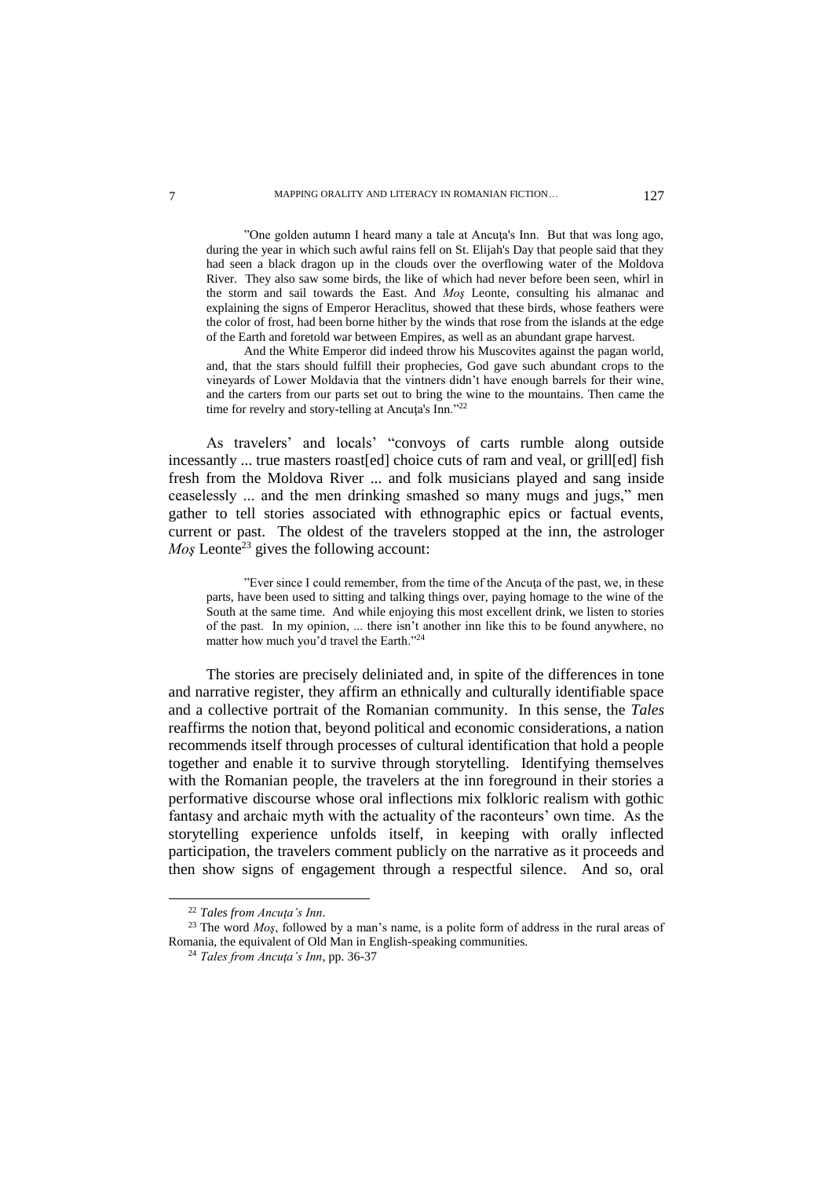"One golden autumn I heard many a tale at Ancuţa's Inn. But that was long ago, during the year in which such awful rains fell on St. Elijah's Day that people said that they had seen a black dragon up in the clouds over the overflowing water of the Moldova River. They also saw some birds, the like of which had never before been seen, whirl in the storm and sail towards the East. And *Moş* Leonte, consulting his almanac and explaining the signs of Emperor Heraclitus, showed that these birds, whose feathers were the color of frost, had been borne hither by the winds that rose from the islands at the edge of the Earth and foretold war between Empires, as well as an abundant grape harvest.

And the White Emperor did indeed throw his Muscovites against the pagan world, and, that the stars should fulfill their prophecies, God gave such abundant crops to the vineyards of Lower Moldavia that the vintners didn't have enough barrels for their wine, and the carters from our parts set out to bring the wine to the mountains. Then came the time for revelry and story-telling at Ancuţa's Inn."[22]

As travelers' and locals' "convoys of carts rumble along outside incessantly ... true masters roast[ed] choice cuts of ram and veal, or grill[ed] fish fresh from the Moldova River ... and folk musicians played and sang inside ceaselessly ... and the men drinking smashed so many mugs and jugs," men gather to tell stories associated with ethnographic epics or factual events, current or past. The oldest of the travelers stopped at the inn, the astrologer *Moş* Leonte[23] gives the following account:

"Ever since I could remember, from the time of the Ancuţa of the past, we, in these parts, have been used to sitting and talking things over, paying homage to the wine of the South at the same time. And while enjoying this most excellent drink, we listen to stories of the past. In my opinion, ... there isn't another inn like this to be found anywhere, no matter how much you'd travel the Earth."[24]

The stories are precisely deliniated and, in spite of the differences in tone and narrative register, they affirm an ethnically and culturally identifiable space and a collective portrait of the Romanian community. In this sense, the *Tales* reaffirms the notion that, beyond political and economic considerations, a nation recommends itself through processes of cultural identification that hold a people together and enable it to survive through storytelling. Identifying themselves with the Romanian people, the travelers at the inn foreground in their stories a performative discourse whose oral inflections mix folkloric realism with gothic fantasy and archaic myth with the actuality of the raconteurs' own time. As the storytelling experience unfolds itself, in keeping with orally inflected participation, the travelers comment publicly on the narrative as it proceeds and then show signs of engagement through a respectful silence. And so, oral

[22] *Tales from Ancuţa's Inn*.

[23] The word *Moş*, followed by a man's name, is a polite form of address in the rural areas of Romania, the equivalent of Old Man in English-speaking communities.

[24] *Tales from Ancuţa's Inn*, pp. 36-37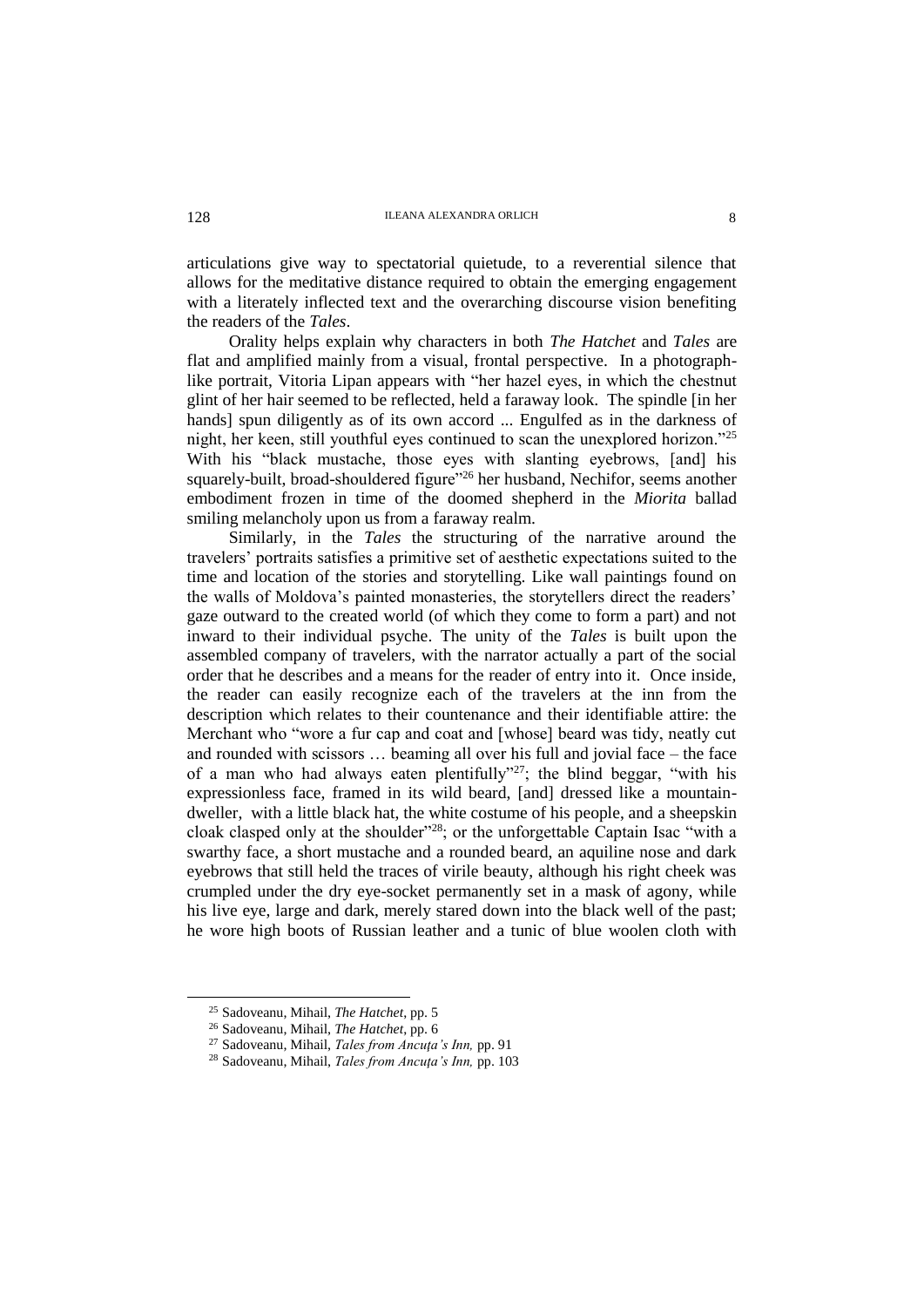articulations give way to spectatorial quietude, to a reverential silence that allows for the meditative distance required to obtain the emerging engagement with a literately inflected text and the overarching discourse vision benefiting the readers of the *Tales*.

Orality helps explain why characters in both *The Hatchet* and *Tales* are flat and amplified mainly from a visual, frontal perspective. In a photograph-like portrait, Vitoria Lipan appears with "her hazel eyes, in which the chestnut glint of her hair seemed to be reflected, held a faraway look. The spindle [in her hands] spun diligently as of its own accord ... Engulfed as in the darkness of night, her keen, still youthful eyes continued to scan the unexplored horizon."[25] With his "black mustache, those eyes with slanting eyebrows, [and] his squarely-built, broad-shouldered figure"[26] her husband, Nechifor, seems another embodiment frozen in time of the doomed shepherd in the *Miorita* ballad smiling melancholy upon us from a faraway realm.

Similarly, in the *Tales* the structuring of the narrative around the travelers' portraits satisfies a primitive set of aesthetic expectations suited to the time and location of the stories and storytelling. Like wall paintings found on the walls of Moldova's painted monasteries, the storytellers direct the readers' gaze outward to the created world (of which they come to form a part) and not inward to their individual psyche. The unity of the *Tales* is built upon the assembled company of travelers, with the narrator actually a part of the social order that he describes and a means for the reader of entry into it. Once inside, the reader can easily recognize each of the travelers at the inn from the description which relates to their countenance and their identifiable attire: the Merchant who "wore a fur cap and coat and [whose] beard was tidy, neatly cut and rounded with scissors … beaming all over his full and jovial face – the face of a man who had always eaten plentifully"[27]; the blind beggar, "with his expressionless face, framed in its wild beard, [and] dressed like a mountain-dweller, with a little black hat, the white costume of his people, and a sheepskin cloak clasped only at the shoulder"[28]; or the unforgettable Captain Isac "with a swarthy face, a short mustache and a rounded beard, an aquiline nose and dark eyebrows that still held the traces of virile beauty, although his right cheek was crumpled under the dry eye-socket permanently set in a mask of agony, while his live eye, large and dark, merely stared down into the black well of the past; he wore high boots of Russian leather and a tunic of blue woolen cloth with

---

[25] Sadoveanu, Mihail, *The Hatchet*, pp. 5

[26] Sadoveanu, Mihail, *The Hatchet*, pp. 6

[27] Sadoveanu, Mihail, *Tales from Ancuța's Inn,* pp. 91

[28] Sadoveanu, Mihail, *Tales from Ancuța's Inn,* pp. 103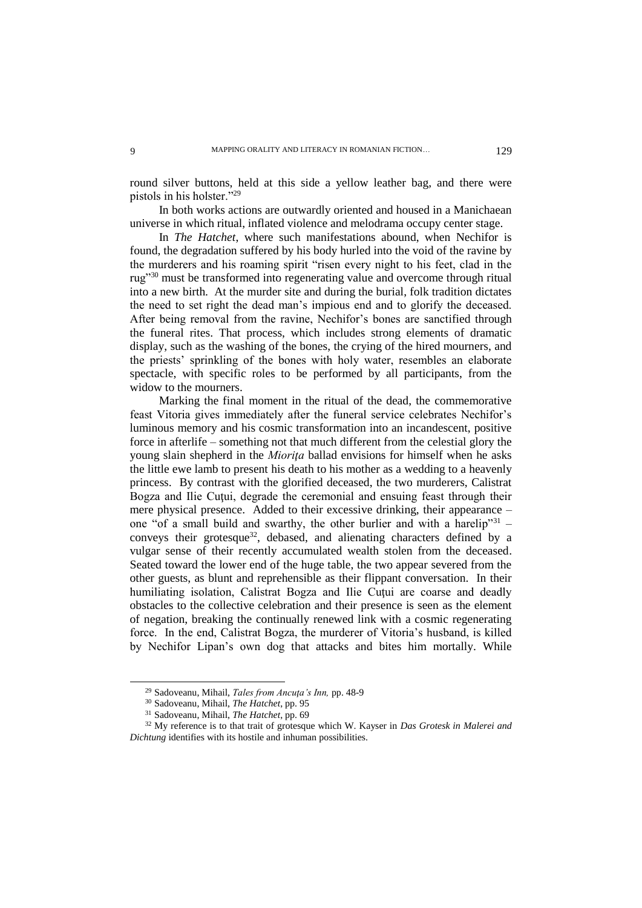round silver buttons, held at this side a yellow leather bag, and there were pistols in his holster."[29]

In both works actions are outwardly oriented and housed in a Manichaean universe in which ritual, inflated violence and melodrama occupy center stage.

In *The Hatchet*, where such manifestations abound, when Nechifor is found, the degradation suffered by his body hurled into the void of the ravine by the murderers and his roaming spirit "risen every night to his feet, clad in the rug"[30] must be transformed into regenerating value and overcome through ritual into a new birth. At the murder site and during the burial, folk tradition dictates the need to set right the dead man's impious end and to glorify the deceased. After being removal from the ravine, Nechifor's bones are sanctified through the funeral rites. That process, which includes strong elements of dramatic display, such as the washing of the bones, the crying of the hired mourners, and the priests' sprinkling of the bones with holy water, resembles an elaborate spectacle, with specific roles to be performed by all participants, from the widow to the mourners.

Marking the final moment in the ritual of the dead, the commemorative feast Vitoria gives immediately after the funeral service celebrates Nechifor's luminous memory and his cosmic transformation into an incandescent, positive force in afterlife – something not that much different from the celestial glory the young slain shepherd in the *Miorița* ballad envisions for himself when he asks the little ewe lamb to present his death to his mother as a wedding to a heavenly princess. By contrast with the glorified deceased, the two murderers, Calistrat Bogza and Ilie Cuțui, degrade the ceremonial and ensuing feast through their mere physical presence. Added to their excessive drinking, their appearance – one "of a small build and swarthy, the other burlier and with a harelip"[31] – conveys their grotesque[32], debased, and alienating characters defined by a vulgar sense of their recently accumulated wealth stolen from the deceased. Seated toward the lower end of the huge table, the two appear severed from the other guests, as blunt and reprehensible as their flippant conversation. In their humiliating isolation, Calistrat Bogza and Ilie Cuțui are coarse and deadly obstacles to the collective celebration and their presence is seen as the element of negation, breaking the continually renewed link with a cosmic regenerating force. In the end, Calistrat Bogza, the murderer of Vitoria's husband, is killed by Nechifor Lipan's own dog that attacks and bites him mortally. While

[29] Sadoveanu, Mihail, *Tales from Ancuța's Inn,* pp. 48-9

[30] Sadoveanu, Mihail, *The Hatchet*, pp. 95

[31] Sadoveanu, Mihail, *The Hatchet*, pp. 69

[32] My reference is to that trait of grotesque which W. Kayser in *Das Grotesk in Malerei and Dichtung* identifies with its hostile and inhuman possibilities.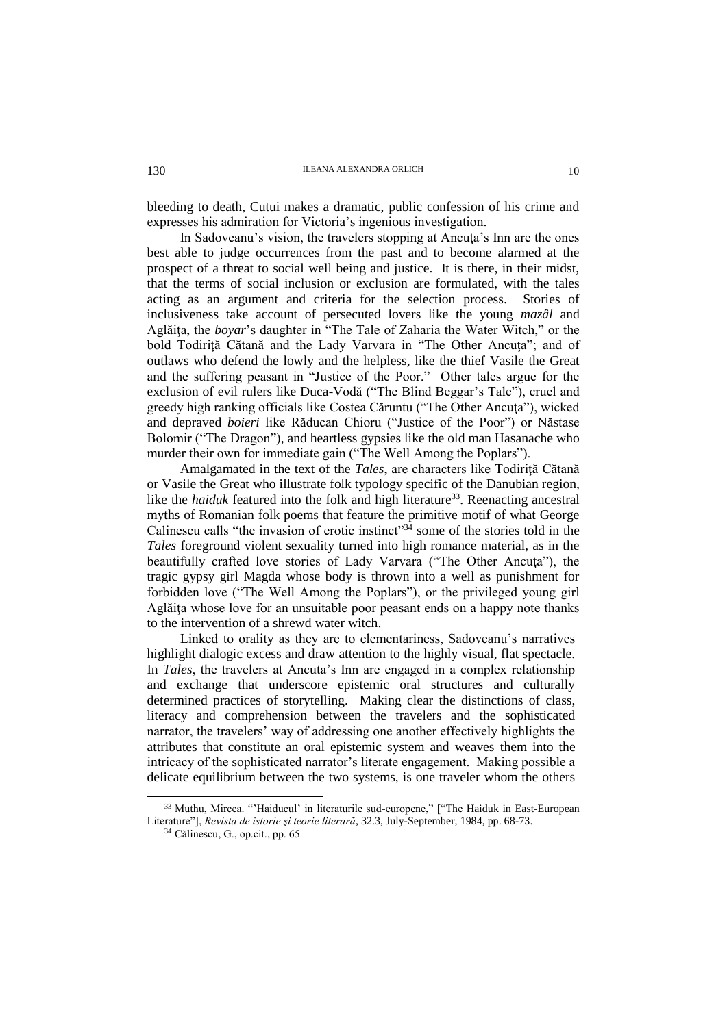bleeding to death, Cutui makes a dramatic, public confession of his crime and expresses his admiration for Victoria's ingenious investigation.

In Sadoveanu's vision, the travelers stopping at Ancuţa's Inn are the ones best able to judge occurrences from the past and to become alarmed at the prospect of a threat to social well being and justice. It is there, in their midst, that the terms of social inclusion or exclusion are formulated, with the tales acting as an argument and criteria for the selection process. Stories of inclusiveness take account of persecuted lovers like the young *mazâl* and Aglăiţa, the *boyar*'s daughter in "The Tale of Zaharia the Water Witch," or the bold Todiriţă Cătană and the Lady Varvara in "The Other Ancuţa"; and of outlaws who defend the lowly and the helpless, like the thief Vasile the Great and the suffering peasant in "Justice of the Poor." Other tales argue for the exclusion of evil rulers like Duca-Vodă ("The Blind Beggar's Tale"), cruel and greedy high ranking officials like Costea Căruntu ("The Other Ancuţa"), wicked and depraved *boieri* like Răducan Chioru ("Justice of the Poor") or Năstase Bolomir ("The Dragon"), and heartless gypsies like the old man Hasanache who murder their own for immediate gain ("The Well Among the Poplars").

Amalgamated in the text of the *Tales*, are characters like Todiriţă Cătană or Vasile the Great who illustrate folk typology specific of the Danubian region, like the *haiduk* featured into the folk and high literature[33]. Reenacting ancestral myths of Romanian folk poems that feature the primitive motif of what George Calinescu calls "the invasion of erotic instinct"[34] some of the stories told in the *Tales* foreground violent sexuality turned into high romance material, as in the beautifully crafted love stories of Lady Varvara ("The Other Ancuţa"), the tragic gypsy girl Magda whose body is thrown into a well as punishment for forbidden love ("The Well Among the Poplars"), or the privileged young girl Aglăiţa whose love for an unsuitable poor peasant ends on a happy note thanks to the intervention of a shrewd water witch.

Linked to orality as they are to elementariness, Sadoveanu's narratives highlight dialogic excess and draw attention to the highly visual, flat spectacle. In *Tales*, the travelers at Ancuta's Inn are engaged in a complex relationship and exchange that underscore epistemic oral structures and culturally determined practices of storytelling. Making clear the distinctions of class, literacy and comprehension between the travelers and the sophisticated narrator, the travelers' way of addressing one another effectively highlights the attributes that constitute an oral epistemic system and weaves them into the intricacy of the sophisticated narrator's literate engagement. Making possible a delicate equilibrium between the two systems, is one traveler whom the others

---

[33] Muthu, Mircea. "'Haiducul' in literaturile sud-europene," ["The Haiduk in East-European Literature"], *Revista de istorie şi teorie literară*, 32.3, July-September, 1984, pp. 68-73.

[34] Călinescu, G., op.cit., pp. 65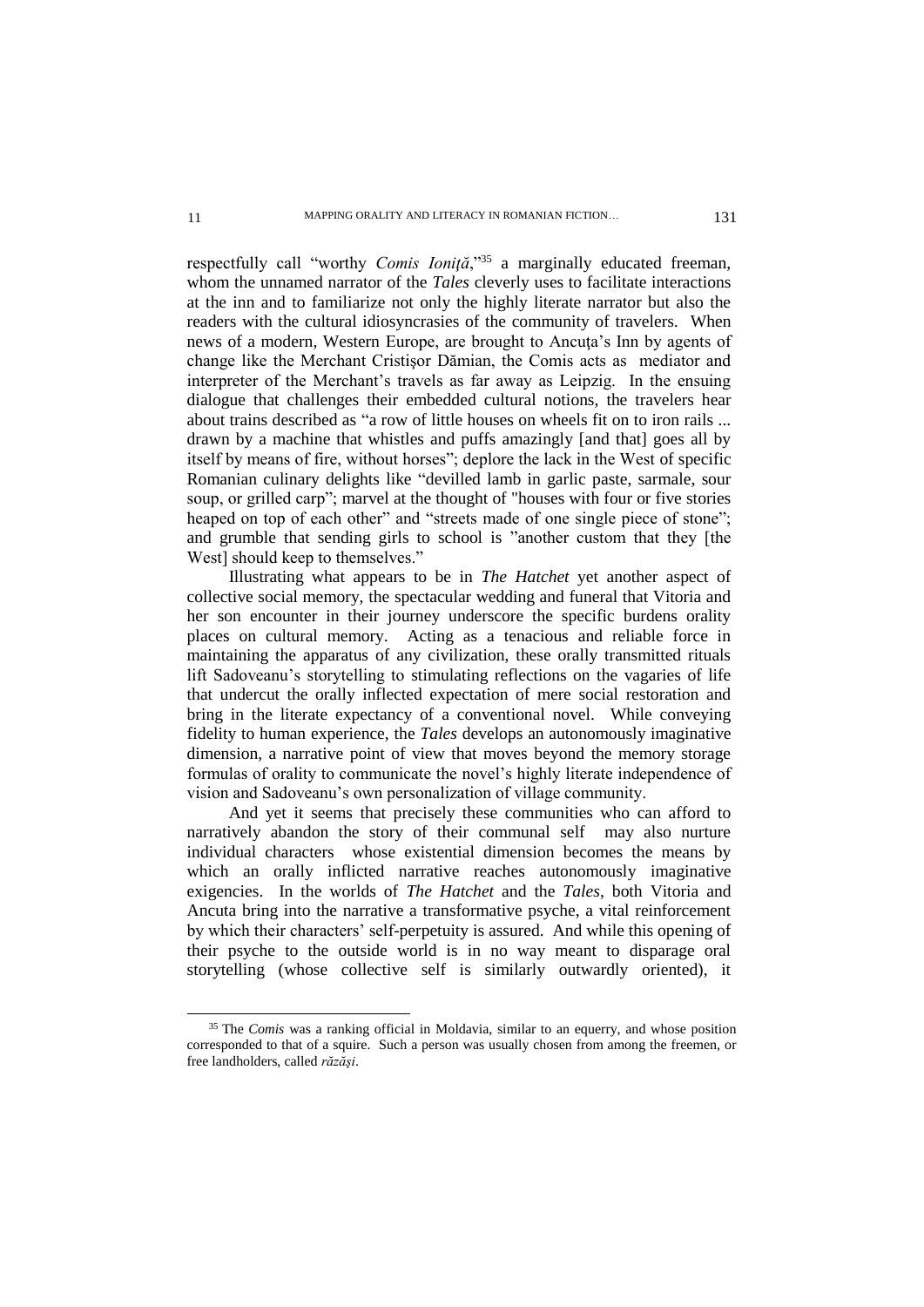respectfully call "worthy *Comis Ioniță*,"[35] a marginally educated freeman, whom the unnamed narrator of the *Tales* cleverly uses to facilitate interactions at the inn and to familiarize not only the highly literate narrator but also the readers with the cultural idiosyncrasies of the community of travelers. When news of a modern, Western Europe, are brought to Ancuţa's Inn by agents of change like the Merchant Cristişor Dămian, the Comis acts as mediator and interpreter of the Merchant's travels as far away as Leipzig. In the ensuing dialogue that challenges their embedded cultural notions, the travelers hear about trains described as "a row of little houses on wheels fit on to iron rails ... drawn by a machine that whistles and puffs amazingly [and that] goes all by itself by means of fire, without horses"; deplore the lack in the West of specific Romanian culinary delights like "devilled lamb in garlic paste, sarmale, sour soup, or grilled carp"; marvel at the thought of "houses with four or five stories heaped on top of each other" and "streets made of one single piece of stone"; and grumble that sending girls to school is "another custom that they [the West] should keep to themselves."

Illustrating what appears to be in *The Hatchet* yet another aspect of collective social memory, the spectacular wedding and funeral that Vitoria and her son encounter in their journey underscore the specific burdens orality places on cultural memory. Acting as a tenacious and reliable force in maintaining the apparatus of any civilization, these orally transmitted rituals lift Sadoveanu's storytelling to stimulating reflections on the vagaries of life that undercut the orally inflected expectation of mere social restoration and bring in the literate expectancy of a conventional novel. While conveying fidelity to human experience, the *Tales* develops an autonomously imaginative dimension, a narrative point of view that moves beyond the memory storage formulas of orality to communicate the novel's highly literate independence of vision and Sadoveanu's own personalization of village community.

And yet it seems that precisely these communities who can afford to narratively abandon the story of their communal self may also nurture individual characters whose existential dimension becomes the means by which an orally inflicted narrative reaches autonomously imaginative exigencies. In the worlds of *The Hatchet* and the *Tales*, both Vitoria and Ancuta bring into the narrative a transformative psyche, a vital reinforcement by which their characters' self-perpetuity is assured. And while this opening of their psyche to the outside world is in no way meant to disparage oral storytelling (whose collective self is similarly outwardly oriented), it

[35] The *Comis* was a ranking official in Moldavia, similar to an equerry, and whose position corresponded to that of a squire. Such a person was usually chosen from among the freemen, or free landholders, called *răzăşi*.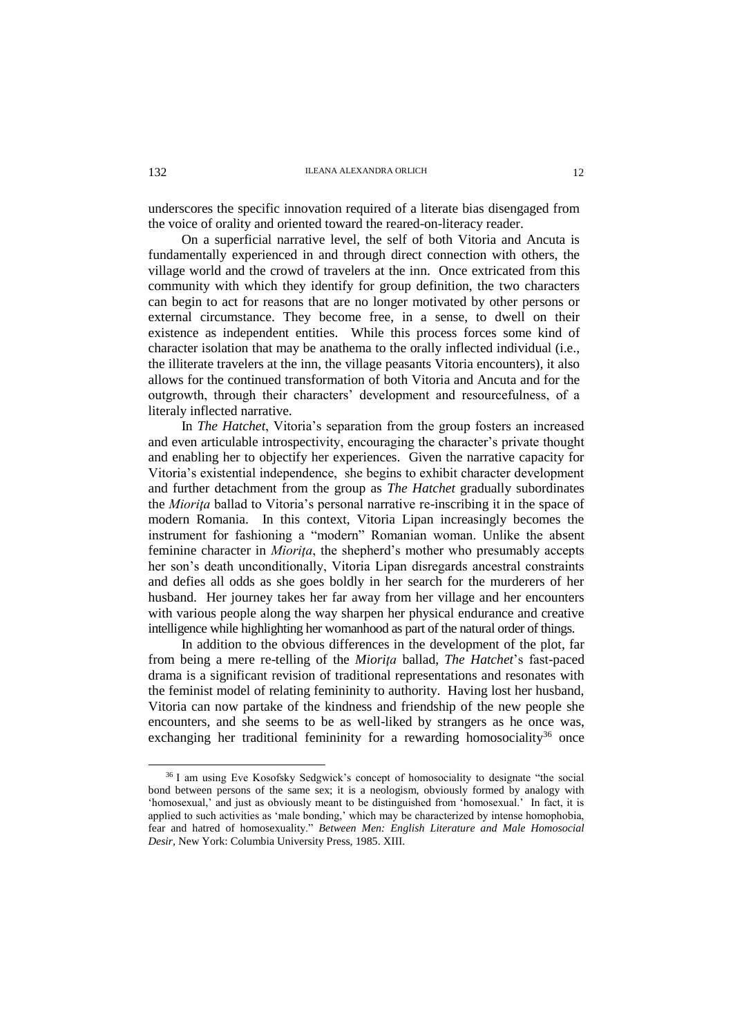underscores the specific innovation required of a literate bias disengaged from the voice of orality and oriented toward the reared-on-literacy reader.

On a superficial narrative level, the self of both Vitoria and Ancuta is fundamentally experienced in and through direct connection with others, the village world and the crowd of travelers at the inn. Once extricated from this community with which they identify for group definition, the two characters can begin to act for reasons that are no longer motivated by other persons or external circumstance. They become free, in a sense, to dwell on their existence as independent entities. While this process forces some kind of character isolation that may be anathema to the orally inflected individual (i.e., the illiterate travelers at the inn, the village peasants Vitoria encounters), it also allows for the continued transformation of both Vitoria and Ancuta and for the outgrowth, through their characters' development and resourcefulness, of a literaly inflected narrative.

In *The Hatchet*, Vitoria's separation from the group fosters an increased and even articulable introspectivity, encouraging the character's private thought and enabling her to objectify her experiences. Given the narrative capacity for Vitoria's existential independence, she begins to exhibit character development and further detachment from the group as *The Hatchet* gradually subordinates the *Mioriţa* ballad to Vitoria's personal narrative re-inscribing it in the space of modern Romania. In this context, Vitoria Lipan increasingly becomes the instrument for fashioning a "modern" Romanian woman. Unlike the absent feminine character in *Mioriţa*, the shepherd's mother who presumably accepts her son's death unconditionally, Vitoria Lipan disregards ancestral constraints and defies all odds as she goes boldly in her search for the murderers of her husband. Her journey takes her far away from her village and her encounters with various people along the way sharpen her physical endurance and creative intelligence while highlighting her womanhood as part of the natural order of things.

In addition to the obvious differences in the development of the plot, far from being a mere re-telling of the *Mioriţa* ballad, *The Hatchet*'s fast-paced drama is a significant revision of traditional representations and resonates with the feminist model of relating femininity to authority. Having lost her husband, Vitoria can now partake of the kindness and friendship of the new people she encounters, and she seems to be as well-liked by strangers as he once was, exchanging her traditional femininity for a rewarding homosociality[36] once

[36] I am using Eve Kosofsky Sedgwick's concept of homosociality to designate "the social bond between persons of the same sex; it is a neologism, obviously formed by analogy with 'homosexual,' and just as obviously meant to be distinguished from 'homosexual.' In fact, it is applied to such activities as 'male bonding,' which may be characterized by intense homophobia, fear and hatred of homosexuality." *Between Men: English Literature and Male Homosocial Desir*, New York: Columbia University Press, 1985. XIII.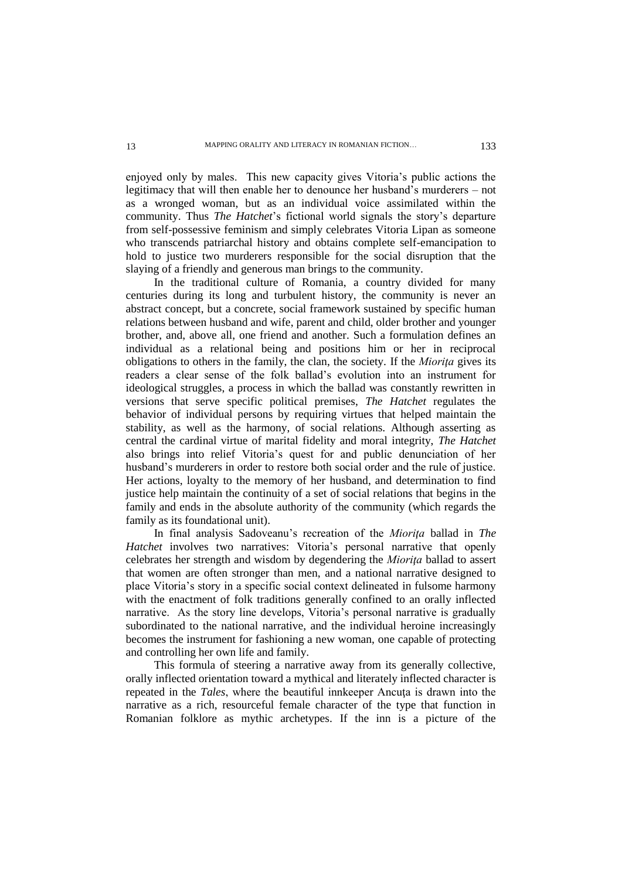enjoyed only by males. This new capacity gives Vitoria's public actions the legitimacy that will then enable her to denounce her husband's murderers – not as a wronged woman, but as an individual voice assimilated within the community. Thus *The Hatchet*'s fictional world signals the story's departure from self-possessive feminism and simply celebrates Vitoria Lipan as someone who transcends patriarchal history and obtains complete self-emancipation to hold to justice two murderers responsible for the social disruption that the slaying of a friendly and generous man brings to the community.

In the traditional culture of Romania, a country divided for many centuries during its long and turbulent history, the community is never an abstract concept, but a concrete, social framework sustained by specific human relations between husband and wife, parent and child, older brother and younger brother, and, above all, one friend and another. Such a formulation defines an individual as a relational being and positions him or her in reciprocal obligations to others in the family, the clan, the society. If the *Mioriţa* gives its readers a clear sense of the folk ballad's evolution into an instrument for ideological struggles, a process in which the ballad was constantly rewritten in versions that serve specific political premises, *The Hatchet* regulates the behavior of individual persons by requiring virtues that helped maintain the stability, as well as the harmony, of social relations. Although asserting as central the cardinal virtue of marital fidelity and moral integrity, *The Hatchet* also brings into relief Vitoria's quest for and public denunciation of her husband's murderers in order to restore both social order and the rule of justice. Her actions, loyalty to the memory of her husband, and determination to find justice help maintain the continuity of a set of social relations that begins in the family and ends in the absolute authority of the community (which regards the family as its foundational unit).

In final analysis Sadoveanu's recreation of the *Mioriţa* ballad in *The Hatchet* involves two narratives: Vitoria's personal narrative that openly celebrates her strength and wisdom by degendering the *Mioriţa* ballad to assert that women are often stronger than men, and a national narrative designed to place Vitoria's story in a specific social context delineated in fulsome harmony with the enactment of folk traditions generally confined to an orally inflected narrative. As the story line develops, Vitoria's personal narrative is gradually subordinated to the national narrative, and the individual heroine increasingly becomes the instrument for fashioning a new woman, one capable of protecting and controlling her own life and family.

This formula of steering a narrative away from its generally collective, orally inflected orientation toward a mythical and literately inflected character is repeated in the *Tales*, where the beautiful innkeeper Ancuţa is drawn into the narrative as a rich, resourceful female character of the type that function in Romanian folklore as mythic archetypes. If the inn is a picture of the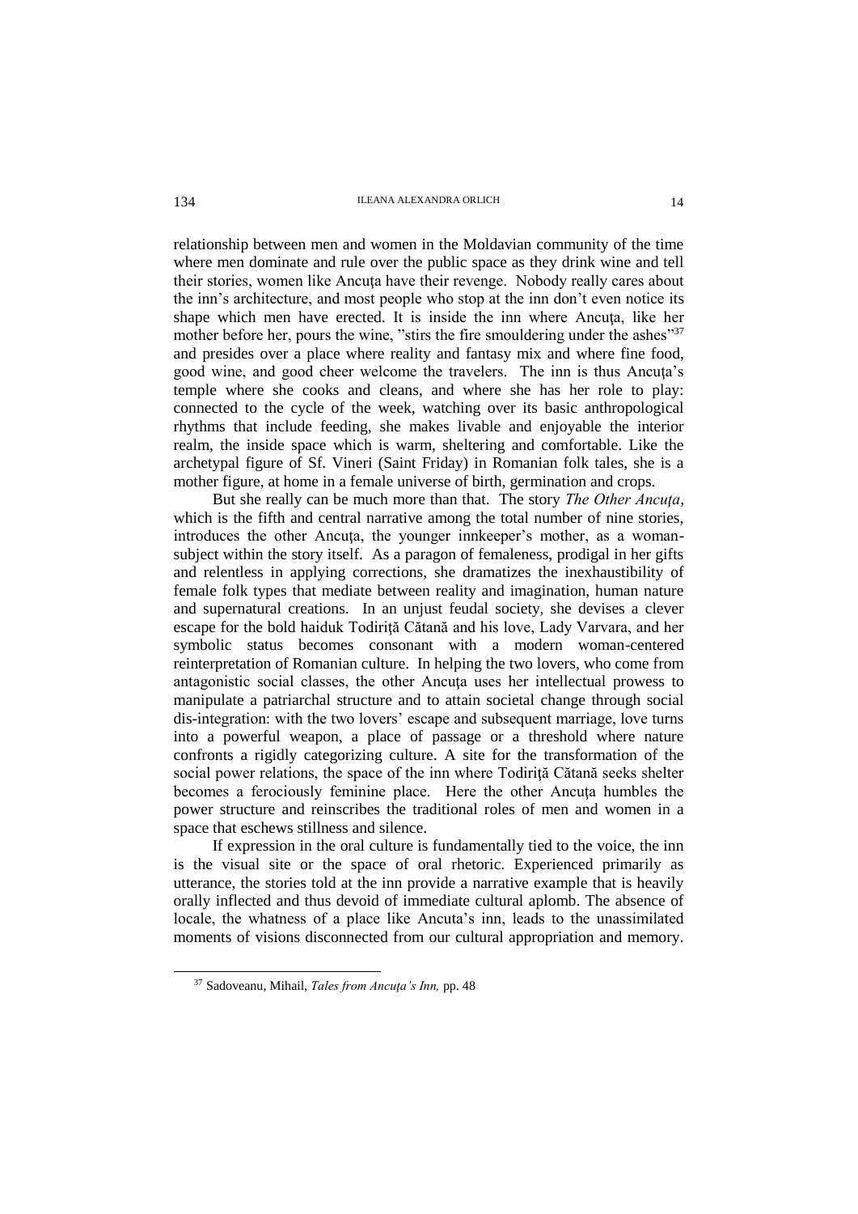relationship between men and women in the Moldavian community of the time where men dominate and rule over the public space as they drink wine and tell their stories, women like Ancuţa have their revenge. Nobody really cares about the inn's architecture, and most people who stop at the inn don't even notice its shape which men have erected. It is inside the inn where Ancuţa, like her mother before her, pours the wine, "stirs the fire smouldering under the ashes"[37] and presides over a place where reality and fantasy mix and where fine food, good wine, and good cheer welcome the travelers. The inn is thus Ancuţa's temple where she cooks and cleans, and where she has her role to play: connected to the cycle of the week, watching over its basic anthropological rhythms that include feeding, she makes livable and enjoyable the interior realm, the inside space which is warm, sheltering and comfortable. Like the archetypal figure of Sf. Vineri (Saint Friday) in Romanian folk tales, she is a mother figure, at home in a female universe of birth, germination and crops.

But she really can be much more than that. The story *The Other Ancuţa*, which is the fifth and central narrative among the total number of nine stories, introduces the other Ancuţa, the younger innkeeper's mother, as a woman-subject within the story itself. As a paragon of femaleness, prodigal in her gifts and relentless in applying corrections, she dramatizes the inexhaustibility of female folk types that mediate between reality and imagination, human nature and supernatural creations. In an unjust feudal society, she devises a clever escape for the bold haiduk Todiriţă Cătană and his love, Lady Varvara, and her symbolic status becomes consonant with a modern woman-centered reinterpretation of Romanian culture. In helping the two lovers, who come from antagonistic social classes, the other Ancuţa uses her intellectual prowess to manipulate a patriarchal structure and to attain societal change through social dis-integration: with the two lovers' escape and subsequent marriage, love turns into a powerful weapon, a place of passage or a threshold where nature confronts a rigidly categorizing culture. A site for the transformation of the social power relations, the space of the inn where Todiriţă Cătană seeks shelter becomes a ferociously feminine place. Here the other Ancuţa humbles the power structure and reinscribes the traditional roles of men and women in a space that eschews stillness and silence.

If expression in the oral culture is fundamentally tied to the voice, the inn is the visual site or the space of oral rhetoric. Experienced primarily as utterance, the stories told at the inn provide a narrative example that is heavily orally inflected and thus devoid of immediate cultural aplomb. The absence of locale, the whatness of a place like Ancuta's inn, leads to the unassimilated moments of visions disconnected from our cultural appropriation and memory.

[37] Sadoveanu, Mihail, *Tales from Ancuţa's Inn,* pp. 48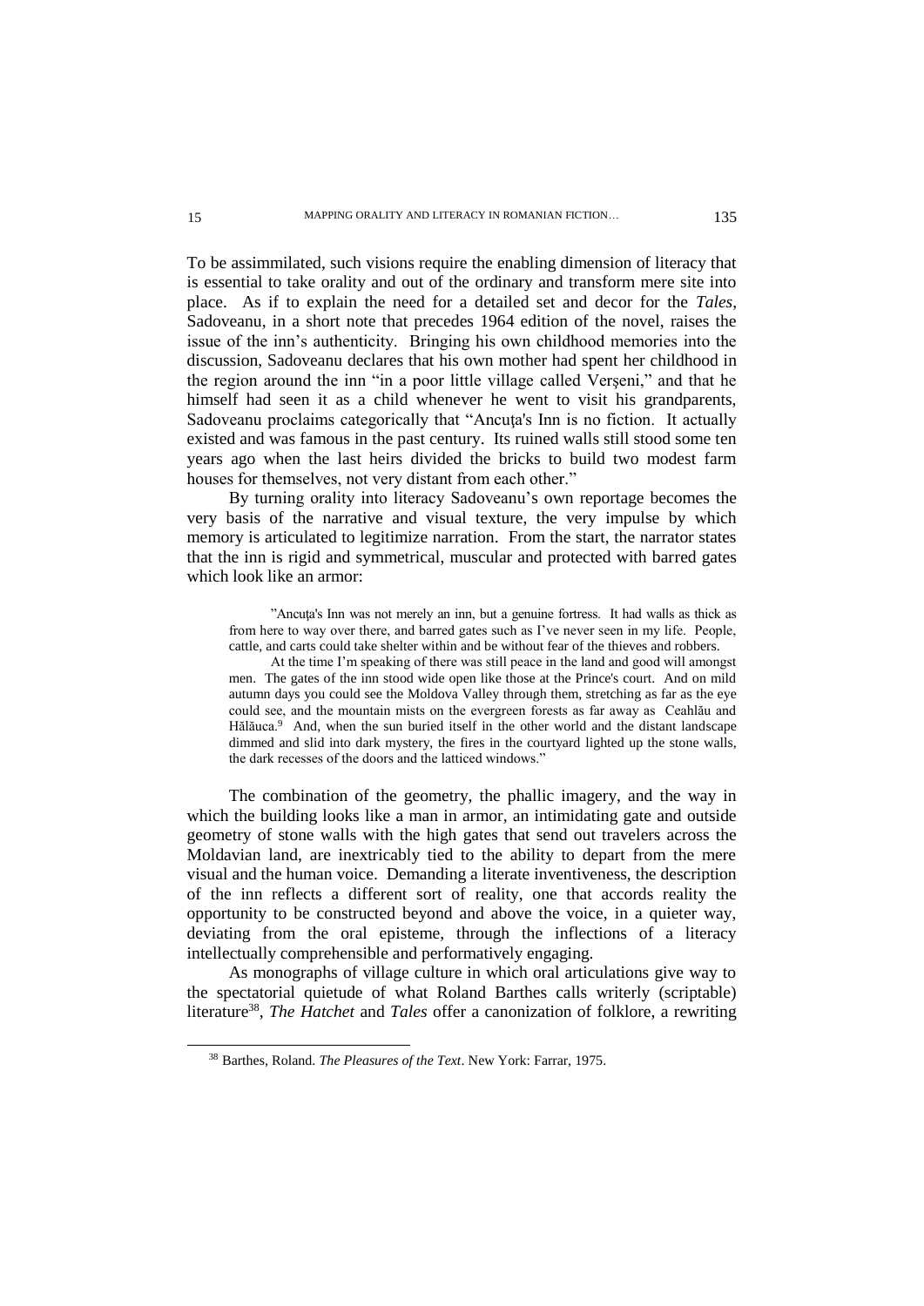To be assimmilated, such visions require the enabling dimension of literacy that is essential to take orality and out of the ordinary and transform mere site into place. As if to explain the need for a detailed set and decor for the *Tales*, Sadoveanu, in a short note that precedes 1964 edition of the novel, raises the issue of the inn's authenticity. Bringing his own childhood memories into the discussion, Sadoveanu declares that his own mother had spent her childhood in the region around the inn "in a poor little village called Verşeni," and that he himself had seen it as a child whenever he went to visit his grandparents, Sadoveanu proclaims categorically that "Ancuţa's Inn is no fiction. It actually existed and was famous in the past century. Its ruined walls still stood some ten years ago when the last heirs divided the bricks to build two modest farm houses for themselves, not very distant from each other."

By turning orality into literacy Sadoveanu's own reportage becomes the very basis of the narrative and visual texture, the very impulse by which memory is articulated to legitimize narration. From the start, the narrator states that the inn is rigid and symmetrical, muscular and protected with barred gates which look like an armor:

> "Ancuţa's Inn was not merely an inn, but a genuine fortress. It had walls as thick as from here to way over there, and barred gates such as I've never seen in my life. People, cattle, and carts could take shelter within and be without fear of the thieves and robbers.
>
> At the time I'm speaking of there was still peace in the land and good will amongst men. The gates of the inn stood wide open like those at the Prince's court. And on mild autumn days you could see the Moldova Valley through them, stretching as far as the eye could see, and the mountain mists on the evergreen forests as far away as Ceahlău and Hălăuca.[9] And, when the sun buried itself in the other world and the distant landscape dimmed and slid into dark mystery, the fires in the courtyard lighted up the stone walls, the dark recesses of the doors and the latticed windows."

The combination of the geometry, the phallic imagery, and the way in which the building looks like a man in armor, an intimidating gate and outside geometry of stone walls with the high gates that send out travelers across the Moldavian land, are inextricably tied to the ability to depart from the mere visual and the human voice. Demanding a literate inventiveness, the description of the inn reflects a different sort of reality, one that accords reality the opportunity to be constructed beyond and above the voice, in a quieter way, deviating from the oral episteme, through the inflections of a literacy intellectually comprehensible and performatively engaging.

As monographs of village culture in which oral articulations give way to the spectatorial quietude of what Roland Barthes calls writerly (scriptable) literature[38], *The Hatchet* and *Tales* offer a canonization of folklore, a rewriting

[38] Barthes, Roland. *The Pleasures of the Text*. New York: Farrar, 1975.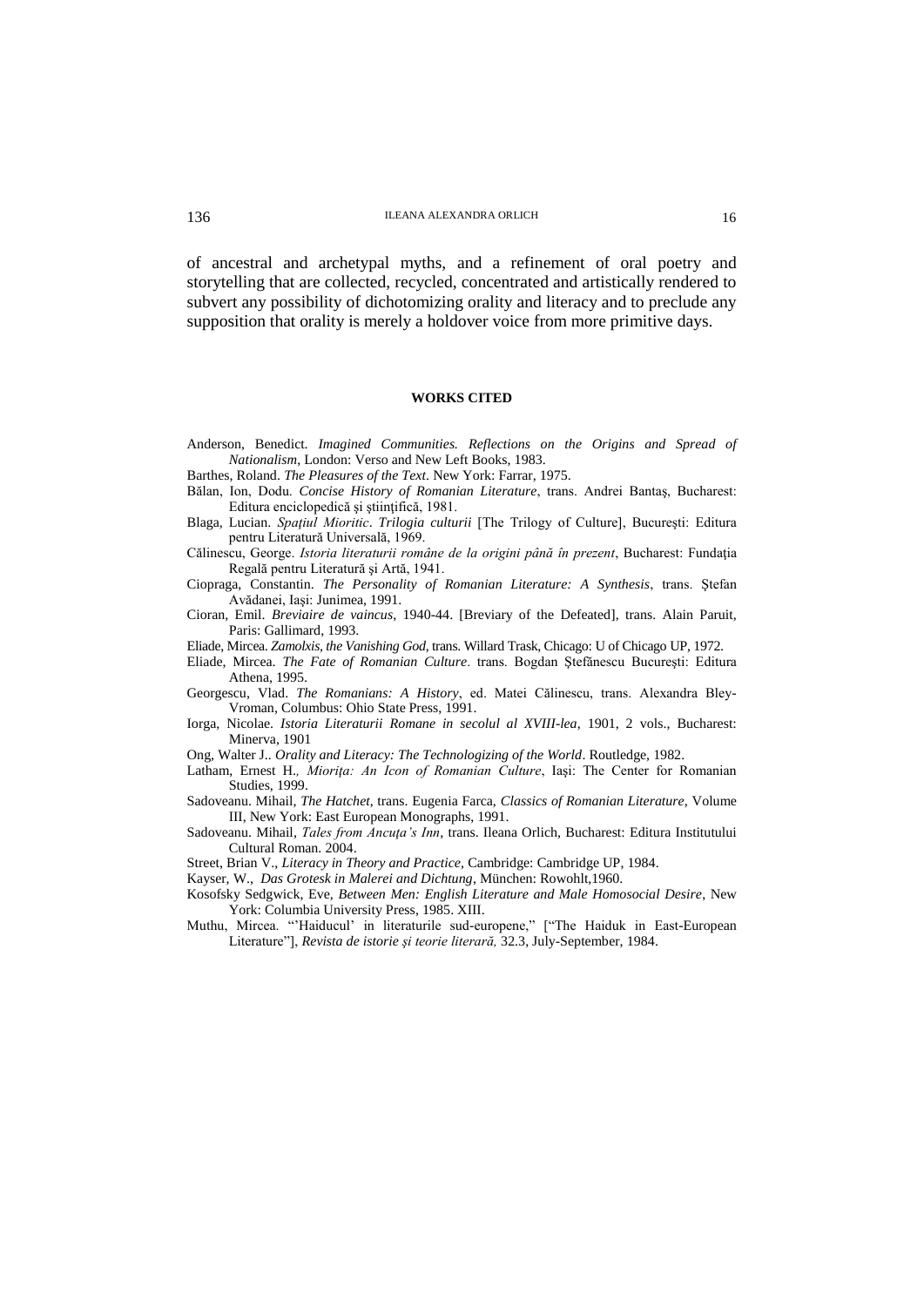of ancestral and archetypal myths, and a refinement of oral poetry and storytelling that are collected, recycled, concentrated and artistically rendered to subvert any possibility of dichotomizing orality and literacy and to preclude any supposition that orality is merely a holdover voice from more primitive days.

## WORKS CITED

Anderson, Benedict. *Imagined Communities. Reflections on the Origins and Spread of Nationalism*, London: Verso and New Left Books, 1983.

Barthes, Roland. *The Pleasures of the Text*. New York: Farrar, 1975.

Bălan, Ion, Dodu. *Concise History of Romanian Literature*, trans. Andrei Bantaş, Bucharest: Editura enciclopedică și științifică, 1981.

Blaga, Lucian. *Spaţiul Mioritic*. *Trilogia culturii* [The Trilogy of Culture], Bucureşti: Editura pentru Literatură Universală, 1969.

Călinescu, George. *Istoria literaturii române de la origini până în prezent*, Bucharest: Fundaţia Regală pentru Literatură şi Artă, 1941.

Ciopraga, Constantin. *The Personality of Romanian Literature: A Synthesis*, trans. Ştefan Avădanei, Iaşi: Junimea, 1991.

Cioran, Emil. *Breviaire de vaincus*, 1940-44. [Breviary of the Defeated], trans. Alain Paruit, Paris: Gallimard, 1993.

Eliade, Mircea. *Zamolxis, the Vanishing God,* trans. Willard Trask, Chicago: U of Chicago UP, 1972.

Eliade, Mircea. *The Fate of Romanian Culture*. trans. Bogdan Ştefănescu Bucureşti: Editura Athena, 1995.

Georgescu, Vlad. *The Romanians: A History*, ed. Matei Călinescu, trans. Alexandra Bley-Vroman, Columbus: Ohio State Press, 1991.

Iorga, Nicolae. *Istoria Literaturii Romane in secolul al XVIII-lea,* 1901, 2 vols., Bucharest: Minerva, 1901

Ong, Walter J.. *Orality and Literacy: The Technologizing of the World*. Routledge, 1982.

Latham, Ernest H.*, Mioriţa: An Icon of Romanian Culture*, Iaşi: The Center for Romanian Studies, 1999.

Sadoveanu. Mihail, *The Hatchet*, trans. Eugenia Farca, *Classics of Romanian Literature*, Volume III, New York: East European Monographs, 1991.

Sadoveanu. Mihail, *Tales from Ancuţa's Inn*, trans. Ileana Orlich, Bucharest: Editura Institutului Cultural Roman. 2004.

Street, Brian V., *Literacy in Theory and Practice*, Cambridge: Cambridge UP, 1984.

Kayser, W., *Das Grotesk in Malerei and Dichtung*, München: Rowohlt,1960.

Kosofsky Sedgwick, Eve, *Between Men: English Literature and Male Homosocial Desire*, New York: Columbia University Press, 1985. XIII.

Muthu, Mircea. "'Haiducul' in literaturile sud-europene," ["The Haiduk in East-European Literature"], *Revista de istorie şi teorie literară,* 32.3, July-September, 1984.